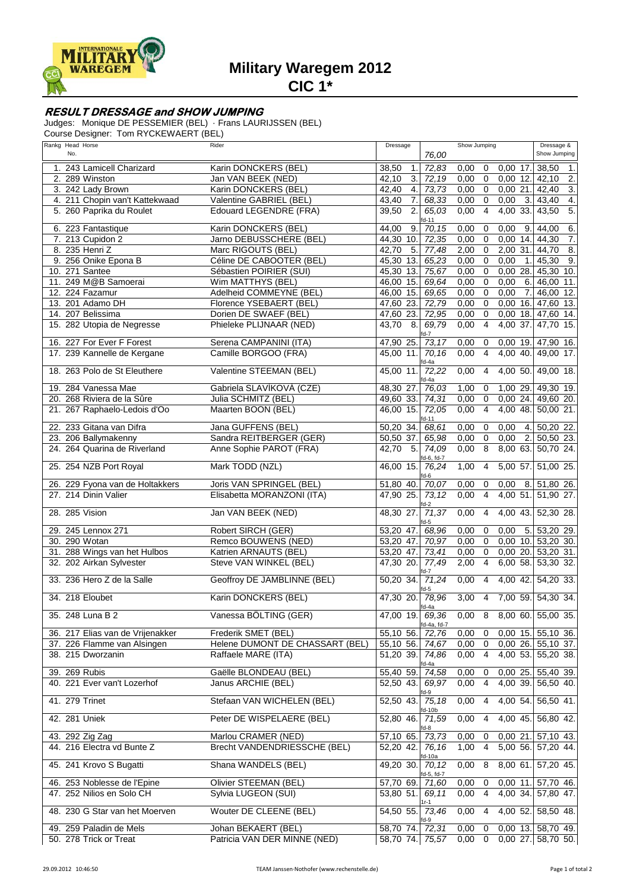# Military Waregem 2012

## CIC 1*

### RESULT DRESSAGE and SHOW JUMPING

Judges: Monique DE PESSEMIER (BEL) · Frans LAURIJSSEN (BEL)
Course Designer: Tom RYCKEWAERT (BEL)

| Rankg | Head No. | Horse | Rider | Dressage | | Show Jumping 76,00 | | | | | Dressage & Show Jumping | |
|---|---|---|---|---|---|---|---|---|---|---|---|---|
| 1. | 243 | Lamicell Charizard | Karin DONCKERS (BEL) | 38,50 | 1. | 72,83 | 0,00 | 0 | 0,00 | 17. | 38,50 | 1. |
| 2. | 289 | Winston | Jan VAN BEEK (NED) | 42,10 | 3. | 72,19 | 0,00 | 0 | 0,00 | 12. | 42,10 | 2. |
| 3. | 242 | Lady Brown | Karin DONCKERS (BEL) | 42,40 | 4. | 73,73 | 0,00 | 0 | 0,00 | 21. | 42,40 | 3. |
| 4. | 211 | Chopin van't Kattekwaad | Valentine GABRIEL (BEL) | 43,40 | 7. | 68,33 | 0,00 | 0 | 0,00 | 3. | 43,40 | 4. |
| 5. | 260 | Paprika du Roulet | Edouard LEGENDRE (FRA) | 39,50 | 2. | 65,03 fd-11 | 0,00 | 4 | 4,00 | 33. | 43,50 | 5. |
| 6. | 223 | Fantastique | Karin DONCKERS (BEL) | 44,00 | 9. | 70,15 | 0,00 | 0 | 0,00 | 9. | 44,00 | 6. |
| 7. | 213 | Cupidon 2 | Jarno DEBUSSCHERE (BEL) | 44,30 | 10. | 72,35 | 0,00 | 0 | 0,00 | 14. | 44,30 | 7. |
| 8. | 235 | Henri Z | Marc RIGOUTS (BEL) | 42,70 | 5. | 77,48 | 2,00 | 0 | 2,00 | 31. | 44,70 | 8. |
| 9. | 256 | Onike Epona B | Céline DE CABOOTER (BEL) | 45,30 | 13. | 65,23 | 0,00 | 0 | 0,00 | 1. | 45,30 | 9. |
| 10. | 271 | Santee | Sébastien POIRIER (SUI) | 45,30 | 13. | 75,67 | 0,00 | 0 | 0,00 | 28. | 45,30 | 10. |
| 11. | 249 | M@B Samoerai | Wim MATTHYS (BEL) | 46,00 | 15. | 69,64 | 0,00 | 0 | 0,00 | 6. | 46,00 | 11. |
| 12. | 224 | Fazamur | Adelheid COMMEYNE (BEL) | 46,00 | 15. | 69,65 | 0,00 | 0 | 0,00 | 7. | 46,00 | 12. |
| 13. | 201 | Adamo DH | Florence YSEBAERT (BEL) | 47,60 | 23. | 72,79 | 0,00 | 0 | 0,00 | 16. | 47,60 | 13. |
| 14. | 207 | Belissima | Dorien DE SWAEF (BEL) | 47,60 | 23. | 72,95 | 0,00 | 0 | 0,00 | 18. | 47,60 | 14. |
| 15. | 282 | Utopia de Negresse | Phieleke PLIJNAAR (NED) | 43,70 | 8. | 69,79 fd-7 | 0,00 | 4 | 4,00 | 37. | 47,70 | 15. |
| 16. | 227 | For Ever F Forest | Serena CAMPANINI (ITA) | 47,90 | 25. | 73,17 | 0,00 | 0 | 0,00 | 19. | 47,90 | 16. |
| 17. | 239 | Kannelle de Kergane | Camille BORGOO (FRA) | 45,00 | 11. | 70,16 fd-4a | 0,00 | 4 | 4,00 | 40. | 49,00 | 17. |
| 18. | 263 | Polo de St Eleuthere | Valentine STEEMAN (BEL) | 45,00 | 11. | 72,22 fd-4a | 0,00 | 4 | 4,00 | 50. | 49,00 | 18. |
| 19. | 284 | Vanessa Mae | Gabriela SLAVÍKOVÁ (CZE) | 48,30 | 27. | 76,03 | 1,00 | 0 | 1,00 | 29. | 49,30 | 19. |
| 20. | 268 | Riviera de la Sûre | Julia SCHMITZ (BEL) | 49,60 | 33. | 74,31 | 0,00 | 0 | 0,00 | 24. | 49,60 | 20. |
| 21. | 267 | Raphaelo-Ledois d'Oo | Maarten BOON (BEL) | 46,00 | 15. | 72,05 fd-11 | 0,00 | 4 | 4,00 | 48. | 50,00 | 21. |
| 22. | 233 | Gitana van Difra | Jana GUFFENS (BEL) | 50,20 | 34. | 68,61 | 0,00 | 0 | 0,00 | 4. | 50,20 | 22. |
| 23. | 206 | Ballymakenny | Sandra REITBERGER (GER) | 50,50 | 37. | 65,98 | 0,00 | 0 | 0,00 | 2. | 50,50 | 23. |
| 24. | 264 | Quarina de Riverland | Anne Sophie PAROT (FRA) | 42,70 | 5. | 74,09 fd-6, fd-7 | 0,00 | 8 | 8,00 | 63. | 50,70 | 24. |
| 25. | 254 | NZB Port Royal | Mark TODD (NZL) | 46,00 | 15. | 76,24 fd-6 | 1,00 | 4 | 5,00 | 57. | 51,00 | 25. |
| 26. | 229 | Fyona van de Holtakkers | Joris VAN SPRINGEL (BEL) | 51,80 | 40. | 70,07 | 0,00 | 0 | 0,00 | 8. | 51,80 | 26. |
| 27. | 214 | Dinin Valier | Elisabetta MORANZONI (ITA) | 47,90 | 25. | 73,12 fd-2 | 0,00 | 4 | 4,00 | 51. | 51,90 | 27. |
| 28. | 285 | Vision | Jan VAN BEEK (NED) | 48,30 | 27. | 71,37 fd-5 | 0,00 | 4 | 4,00 | 43. | 52,30 | 28. |
| 29. | 245 | Lennox 271 | Robert SIRCH (GER) | 53,20 | 47. | 68,96 | 0,00 | 0 | 0,00 | 5. | 53,20 | 29. |
| 30. | 290 | Wotan | Remco BOUWENS (NED) | 53,20 | 47. | 70,97 | 0,00 | 0 | 0,00 | 10. | 53,20 | 30. |
| 31. | 288 | Wings van het Hulbos | Katrien ARNAUTS (BEL) | 53,20 | 47. | 73,41 | 0,00 | 0 | 0,00 | 20. | 53,20 | 31. |
| 32. | 202 | Airkan Sylvester | Steve VAN WINKEL (BEL) | 47,30 | 20. | 77,49 fd-7 | 2,00 | 4 | 6,00 | 58. | 53,30 | 32. |
| 33. | 236 | Hero Z de la Salle | Geoffroy DE JAMBLINNE (BEL) | 50,20 | 34. | 71,24 fd-5 | 0,00 | 4 | 4,00 | 42. | 54,20 | 33. |
| 34. | 218 | Eloubet | Karin DONCKERS (BEL) | 47,30 | 20. | 78,96 fd-4a | 3,00 | 4 | 7,00 | 59. | 54,30 | 34. |
| 35. | 248 | Luna B 2 | Vanessa BÖLTING (GER) | 47,00 | 19. | 69,36 fd-4a, fd-7 | 0,00 | 8 | 8,00 | 60. | 55,00 | 35. |
| 36. | 217 | Elias van de Vrijenakker | Frederik SMET (BEL) | 55,10 | 56. | 72,76 | 0,00 | 0 | 0,00 | 15. | 55,10 | 36. |
| 37. | 226 | Flamme van Alsingen | Helene DUMONT DE CHASSART (BEL) | 55,10 | 56. | 74,67 | 0,00 | 0 | 0,00 | 26. | 55,10 | 37. |
| 38. | 215 | Dworzanin | Raffaele MARE (ITA) | 51,20 | 39. | 74,86 fd-4a | 0,00 | 4 | 4,00 | 53. | 55,20 | 38. |
| 39. | 269 | Rubis | Gaëlle BLONDEAU (BEL) | 55,40 | 59. | 74,58 | 0,00 | 0 | 0,00 | 25. | 55,40 | 39. |
| 40. | 221 | Ever van't Lozerhof | Janus ARCHIE (BEL) | 52,50 | 43. | 69,97 fd-9 | 0,00 | 4 | 4,00 | 39. | 56,50 | 40. |
| 41. | 279 | Trinet | Stefaan VAN WICHELEN (BEL) | 52,50 | 43. | 75,18 fd-10b | 0,00 | 4 | 4,00 | 54. | 56,50 | 41. |
| 42. | 281 | Uniek | Peter DE WISPELAERE (BEL) | 52,80 | 46. | 71,59 fd-8 | 0,00 | 4 | 4,00 | 45. | 56,80 | 42. |
| 43. | 292 | Zig Zag | Marlou CRAMER (NED) | 57,10 | 65. | 73,73 | 0,00 | 0 | 0,00 | 21. | 57,10 | 43. |
| 44. | 216 | Electra vd Bunte Z | Brecht VANDENDRIESSCHE (BEL) | 52,20 | 42. | 76,16 fd-10a | 1,00 | 4 | 5,00 | 56. | 57,20 | 44. |
| 45. | 241 | Krovo S Bugatti | Shana WANDELS (BEL) | 49,20 | 30. | 70,12 fd-5, fd-7 | 0,00 | 8 | 8,00 | 61. | 57,20 | 45. |
| 46. | 253 | Noblesse de l'Epine | Olivier STEEMAN (BEL) | 57,70 | 69. | 71,60 | 0,00 | 0 | 0,00 | 11. | 57,70 | 46. |
| 47. | 252 | Nilios en Solo CH | Sylvia LUGEON (SUI) | 53,80 | 51. | 69,11 1r-1 | 0,00 | 4 | 4,00 | 34. | 57,80 | 47. |
| 48. | 230 | G Star van het Moerven | Wouter DE CLEENE (BEL) | 54,50 | 55. | 73,46 fd-9 | 0,00 | 4 | 4,00 | 52. | 58,50 | 48. |
| 49. | 259 | Paladin de Mels | Johan BEKAERT (BEL) | 58,70 | 74. | 72,31 | 0,00 | 0 | 0,00 | 13. | 58,70 | 49. |
| 50. | 278 | Trick or Treat | Patricia VAN DER MINNE (NED) | 58,70 | 74. | 75,57 | 0,00 | 0 | 0,00 | 27. | 58,70 | 50. |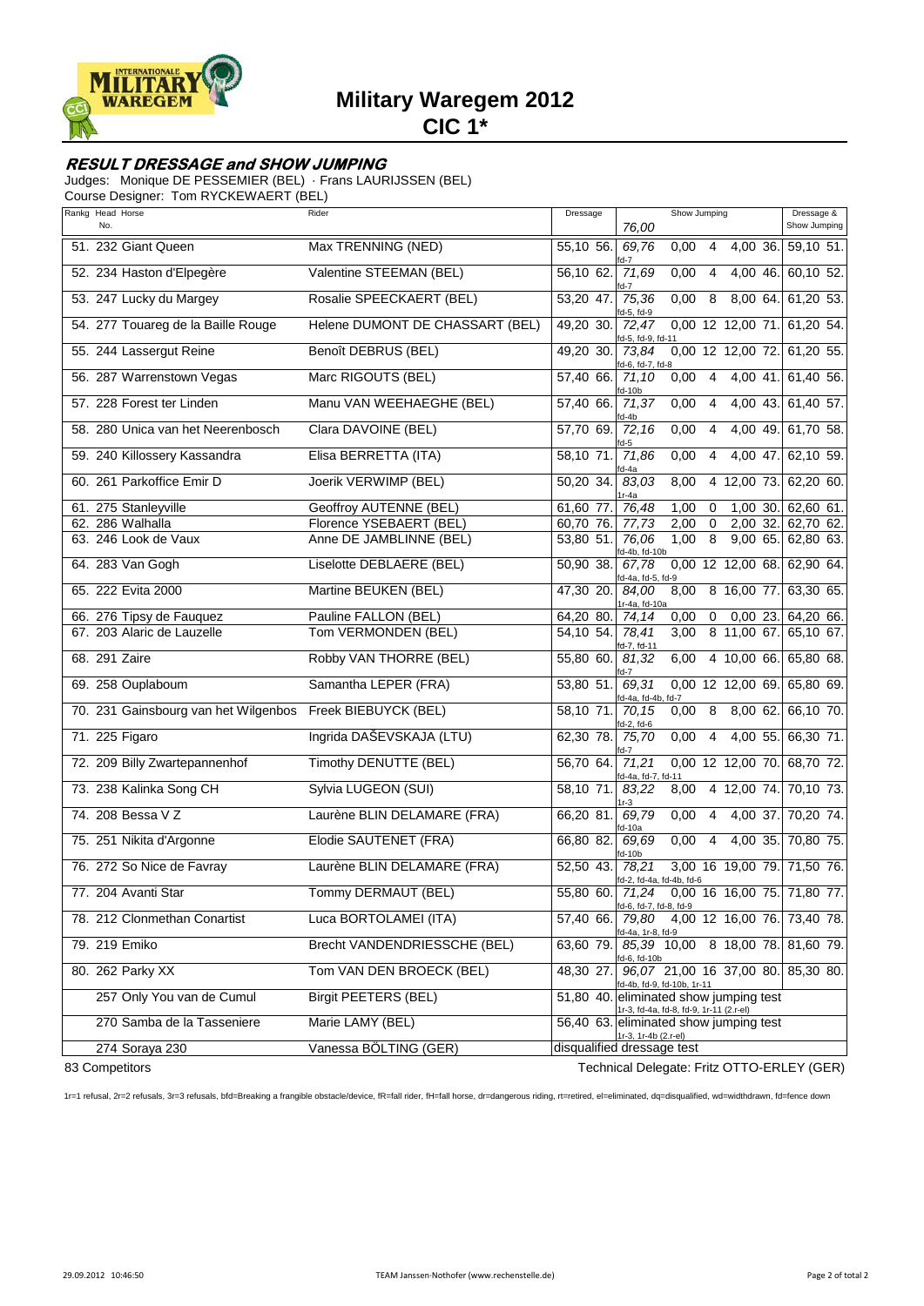# Military Waregem 2012

## CIC 1*

### RESULT DRESSAGE and SHOW JUMPING

Judges: Monique DE PESSEMIER (BEL) · Frans LAURIJSSEN (BEL)
Course Designer: Tom RYCKEWAERT (BEL)

| Rankg | Head No. | Horse | Rider | Dressage | | Show Jumping 76,00 | | | | | Dressage & Show Jumping | |
|---|---|---|---|---|---|---|---|---|---|---|---|---|
| 51. | 232 | Giant Queen | Max TRENNING (NED) | 55,10 | 56. | 69,76 fd-7 | 0,00 | 4 | 4,00 | 36. | 59,10 | 51. |
| 52. | 234 | Haston d'Elpegère | Valentine STEEMAN (BEL) | 56,10 | 62. | 71,69 fd-7 | 0,00 | 4 | 4,00 | 46. | 60,10 | 52. |
| 53. | 247 | Lucky du Margey | Rosalie SPEECKAERT (BEL) | 53,20 | 47. | 75,36 fd-5, fd-9 | 0,00 | 8 | 8,00 | 64. | 61,20 | 53. |
| 54. | 277 | Touareg de la Baille Rouge | Helene DUMONT DE CHASSART (BEL) | 49,20 | 30. | 72,47 fd-5, fd-9, fd-11 | 0,00 | 12 | 12,00 | 71. | 61,20 | 54. |
| 55. | 244 | Lassergut Reine | Benoît DEBRUS (BEL) | 49,20 | 30. | 73,84 fd-6, fd-7, fd-8 | 0,00 | 12 | 12,00 | 72. | 61,20 | 55. |
| 56. | 287 | Warrenstown Vegas | Marc RIGOUTS (BEL) | 57,40 | 66. | 71,10 fd-10b | 0,00 | 4 | 4,00 | 41. | 61,40 | 56. |
| 57. | 228 | Forest ter Linden | Manu VAN WEEHAEGHE (BEL) | 57,40 | 66. | 71,37 fd-4b | 0,00 | 4 | 4,00 | 43. | 61,40 | 57. |
| 58. | 280 | Unica van het Neerenbosch | Clara DAVOINE (BEL) | 57,70 | 69. | 72,16 fd-5 | 0,00 | 4 | 4,00 | 49. | 61,70 | 58. |
| 59. | 240 | Killossery Kassandra | Elisa BERRETTA (ITA) | 58,10 | 71. | 71,86 fd-4a | 0,00 | 4 | 4,00 | 47. | 62,10 | 59. |
| 60. | 261 | Parkoffice Emir D | Joerik VERWIMP (BEL) | 50,20 | 34. | 83,03 1r-4a | 8,00 | 4 | 12,00 | 73. | 62,20 | 60. |
| 61. | 275 | Stanleyville | Geoffroy AUTENNE (BEL) | 61,60 | 77. | 76,48 | 1,00 | 0 | 1,00 | 30. | 62,60 | 61. |
| 62. | 286 | Walhalla | Florence YSEBAERT (BEL) | 60,70 | 76. | 77,73 | 2,00 | 0 | 2,00 | 32. | 62,70 | 62. |
| 63. | 246 | Look de Vaux | Anne DE JAMBLINNE (BEL) | 53,80 | 51. | 76,06 fd-4b, fd-10b | 1,00 | 8 | 9,00 | 65. | 62,80 | 63. |
| 64. | 283 | Van Gogh | Liselotte DEBLAERE (BEL) | 50,90 | 38. | 67,78 fd-4a, fd-5, fd-9 | 0,00 | 12 | 12,00 | 68. | 62,90 | 64. |
| 65. | 222 | Evita 2000 | Martine BEUKEN (BEL) | 47,30 | 20. | 84,00 1r-4a, fd-10a | 8,00 | 8 | 16,00 | 77. | 63,30 | 65. |
| 66. | 276 | Tipsy de Fauquez | Pauline FALLON (BEL) | 64,20 | 80. | 74,14 | 0,00 | 0 | 0,00 | 23. | 64,20 | 66. |
| 67. | 203 | Alaric de Lauzelle | Tom VERMONDEN (BEL) | 54,10 | 54. | 78,41 fd-7, fd-11 | 3,00 | 8 | 11,00 | 67. | 65,10 | 67. |
| 68. | 291 | Zaire | Robby VAN THORRE (BEL) | 55,80 | 60. | 81,32 fd-7 | 6,00 | 4 | 10,00 | 66. | 65,80 | 68. |
| 69. | 258 | Ouplaboum | Samantha LEPER (FRA) | 53,80 | 51. | 69,31 fd-4a, fd-4b, fd-7 | 0,00 | 12 | 12,00 | 69. | 65,80 | 69. |
| 70. | 231 | Gainsbourg van het Wilgenbos | Freek BIEBUYCK (BEL) | 58,10 | 71. | 70,15 fd-2, fd-6 | 0,00 | 8 | 8,00 | 62. | 66,10 | 70. |
| 71. | 225 | Figaro | Ingrida DAŠEVSKAJA (LTU) | 62,30 | 78. | 75,70 fd-7 | 0,00 | 4 | 4,00 | 55. | 66,30 | 71. |
| 72. | 209 | Billy Zwartepannenhof | Timothy DENUTTE (BEL) | 56,70 | 64. | 71,21 fd-4a, fd-7, fd-11 | 0,00 | 12 | 12,00 | 70. | 68,70 | 72. |
| 73. | 238 | Kalinka Song CH | Sylvia LUGEON (SUI) | 58,10 | 71. | 83,22 1r-3 | 8,00 | 4 | 12,00 | 74. | 70,10 | 73. |
| 74. | 208 | Bessa V Z | Laurène BLIN DELAMARE (FRA) | 66,20 | 81. | 69,79 fd-10a | 0,00 | 4 | 4,00 | 37. | 70,20 | 74. |
| 75. | 251 | Nikita d'Argonne | Elodie SAUTENET (FRA) | 66,80 | 82. | 69,69 fd-10b | 0,00 | 4 | 4,00 | 35. | 70,80 | 75. |
| 76. | 272 | So Nice de Favray | Laurène BLIN DELAMARE (FRA) | 52,50 | 43. | 78,21 fd-2, fd-4a, fd-4b, fd-6 | 3,00 | 16 | 19,00 | 79. | 71,50 | 76. |
| 77. | 204 | Avanti Star | Tommy DERMAUT (BEL) | 55,80 | 60. | 71,24 fd-6, fd-7, fd-8, fd-9 | 0,00 | 16 | 16,00 | 75. | 71,80 | 77. |
| 78. | 212 | Clonmethan Conartist | Luca BORTOLAMEI (ITA) | 57,40 | 66. | 79,80 fd-4a, 1r-8, fd-9 | 4,00 | 12 | 16,00 | 76. | 73,40 | 78. |
| 79. | 219 | Emiko | Brecht VANDENDRIESSCHE (BEL) | 63,60 | 79. | 85,39 fd-6, fd-10b | 10,00 | 8 | 18,00 | 78. | 81,60 | 79. |
| 80. | 262 | Parky XX | Tom VAN DEN BROECK (BEL) | 48,30 | 27. | 96,07 fd-4b, fd-9, fd-10b, 1r-11 | 21,00 | 16 | 37,00 | 80. | 85,30 | 80. |
| | 257 | Only You van de Cumul | Birgit PEETERS (BEL) | 51,80 | 40. | eliminated show jumping test 1r-3, fd-4a, fd-8, fd-9, 1r-11 (2.r-el) | | | | | | |
| | 270 | Samba de la Tasseniere | Marie LAMY (BEL) | 56,40 | 63. | eliminated show jumping test 1r-3, 1r-4b (2.r-el) | | | | | | |
| | 274 | Soraya 230 | Vanessa BÖLTING (GER) | disqualified dressage test | | | | | | | | |

83 Competitors

Technical Delegate: Fritz OTTO-ERLEY (GER)

1r=1 refusal, 2r=2 refusals, 3r=3 refusals, bfd=Breaking a frangible obstacle/device, fR=fall rider, fH=fall horse, dr=dangerous riding, rt=retired, el=eliminated, dq=disqualified, wd=widthdrawn, fd=fence down

29.09.2012 10:46:50 TEAM Janssen-Nothofer (www.rechenstelle.de)